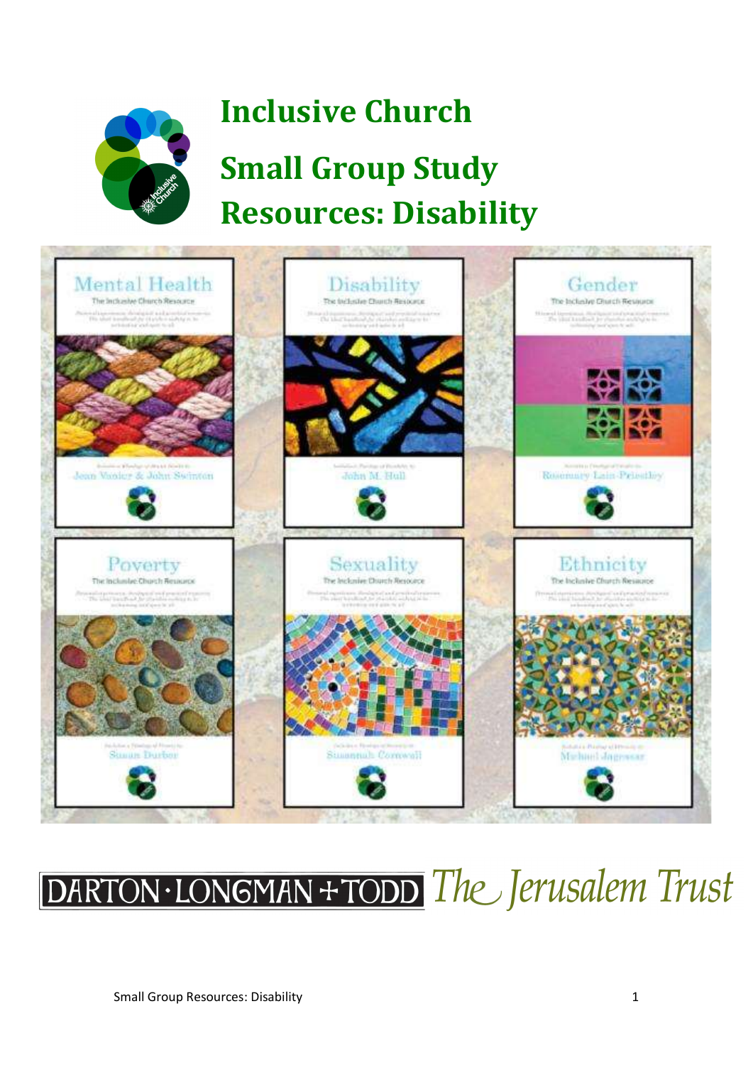# Inclusive Church

# Small Group Study Resources: Disability

DARTON·LONGMAN+TODD *The Jerusalem Trust*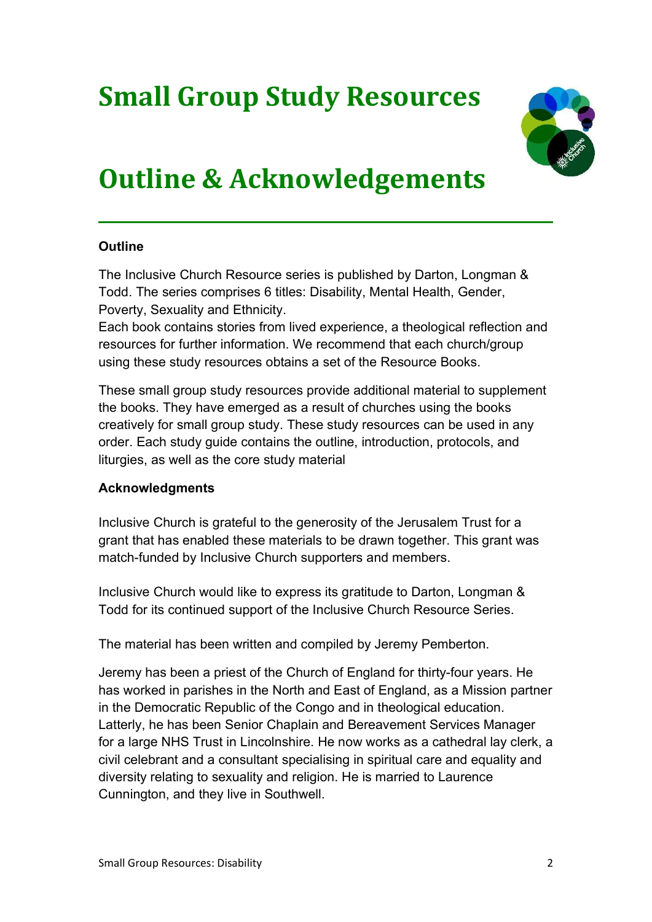# Small Group Study Resources

# Outline & Acknowledgements

**Outline**

The Inclusive Church Resource series is published by Darton, Longman & Todd. The series comprises 6 titles: Disability, Mental Health, Gender, Poverty, Sexuality and Ethnicity.
Each book contains stories from lived experience, a theological reflection and resources for further information. We recommend that each church/group using these study resources obtains a set of the Resource Books.

These small group study resources provide additional material to supplement the books. They have emerged as a result of churches using the books creatively for small group study. These study resources can be used in any order. Each study guide contains the outline, introduction, protocols, and liturgies, as well as the core study material

**Acknowledgments**

Inclusive Church is grateful to the generosity of the Jerusalem Trust for a grant that has enabled these materials to be drawn together. This grant was match-funded by Inclusive Church supporters and members.

Inclusive Church would like to express its gratitude to Darton, Longman & Todd for its continued support of the Inclusive Church Resource Series.

The material has been written and compiled by Jeremy Pemberton.

Jeremy has been a priest of the Church of England for thirty-four years. He has worked in parishes in the North and East of England, as a Mission partner in the Democratic Republic of the Congo and in theological education. Latterly, he has been Senior Chaplain and Bereavement Services Manager for a large NHS Trust in Lincolnshire. He now works as a cathedral lay clerk, a civil celebrant and a consultant specialising in spiritual care and equality and diversity relating to sexuality and religion. He is married to Laurence Cunnington, and they live in Southwell.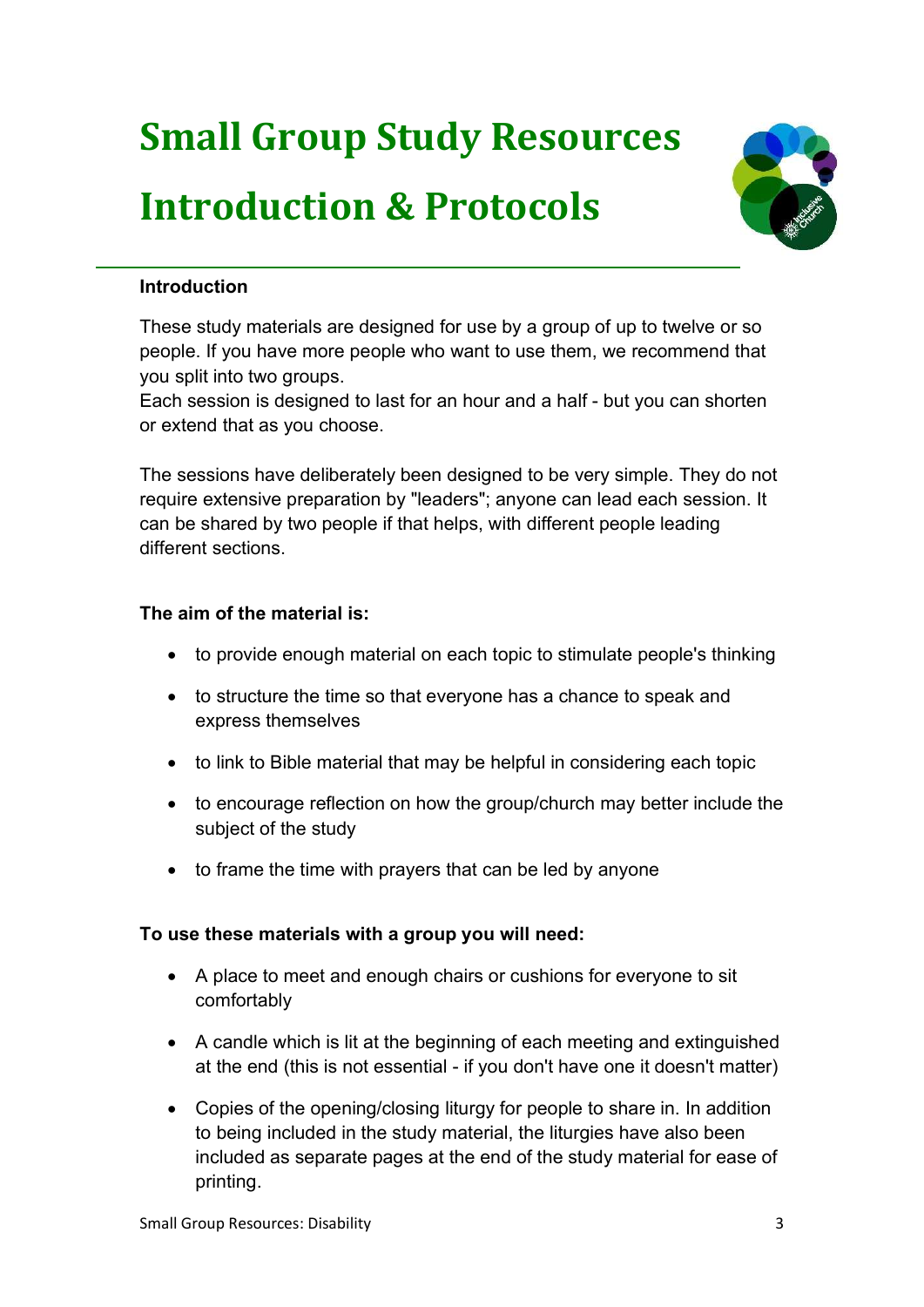# Small Group Study Resources

# Introduction & Protocols

**Introduction**

These study materials are designed for use by a group of up to twelve or so people. If you have more people who want to use them, we recommend that you split into two groups.
Each session is designed to last for an hour and a half - but you can shorten or extend that as you choose.

The sessions have deliberately been designed to be very simple. They do not require extensive preparation by "leaders"; anyone can lead each session. It can be shared by two people if that helps, with different people leading different sections.

**The aim of the material is:**

- to provide enough material on each topic to stimulate people's thinking
- to structure the time so that everyone has a chance to speak and express themselves
- to link to Bible material that may be helpful in considering each topic
- to encourage reflection on how the group/church may better include the subject of the study
- to frame the time with prayers that can be led by anyone

**To use these materials with a group you will need:**

- A place to meet and enough chairs or cushions for everyone to sit comfortably
- A candle which is lit at the beginning of each meeting and extinguished at the end (this is not essential - if you don't have one it doesn't matter)
- Copies of the opening/closing liturgy for people to share in. In addition to being included in the study material, the liturgies have also been included as separate pages at the end of the study material for ease of printing.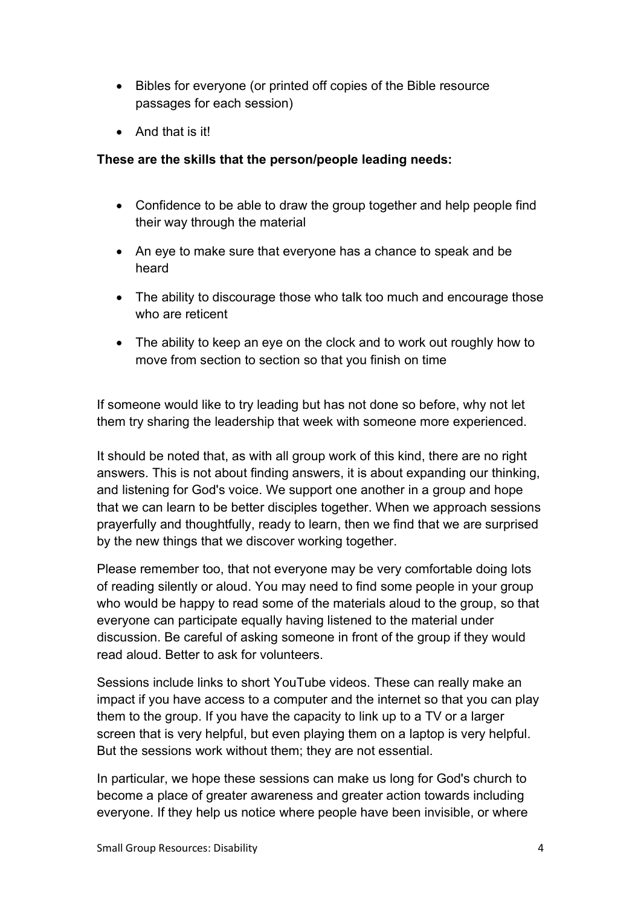- Bibles for everyone (or printed off copies of the Bible resource passages for each session)
- And that is it!

**These are the skills that the person/people leading needs:**

- Confidence to be able to draw the group together and help people find their way through the material
- An eye to make sure that everyone has a chance to speak and be heard
- The ability to discourage those who talk too much and encourage those who are reticent
- The ability to keep an eye on the clock and to work out roughly how to move from section to section so that you finish on time

If someone would like to try leading but has not done so before, why not let them try sharing the leadership that week with someone more experienced.

It should be noted that, as with all group work of this kind, there are no right answers. This is not about finding answers, it is about expanding our thinking, and listening for God's voice. We support one another in a group and hope that we can learn to be better disciples together. When we approach sessions prayerfully and thoughtfully, ready to learn, then we find that we are surprised by the new things that we discover working together.

Please remember too, that not everyone may be very comfortable doing lots of reading silently or aloud. You may need to find some people in your group who would be happy to read some of the materials aloud to the group, so that everyone can participate equally having listened to the material under discussion. Be careful of asking someone in front of the group if they would read aloud. Better to ask for volunteers.

Sessions include links to short YouTube videos. These can really make an impact if you have access to a computer and the internet so that you can play them to the group. If you have the capacity to link up to a TV or a larger screen that is very helpful, but even playing them on a laptop is very helpful. But the sessions work without them; they are not essential.

In particular, we hope these sessions can make us long for God's church to become a place of greater awareness and greater action towards including everyone. If they help us notice where people have been invisible, or where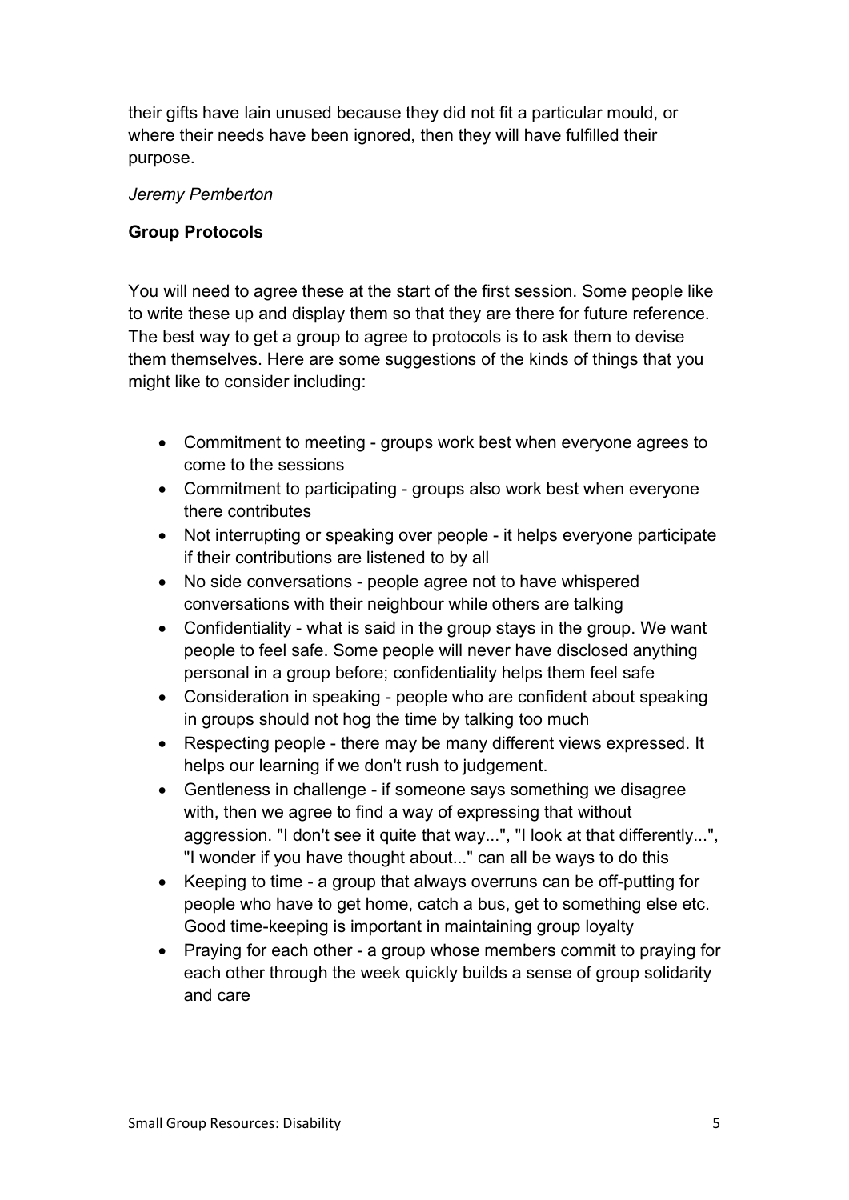their gifts have lain unused because they did not fit a particular mould, or where their needs have been ignored, then they will have fulfilled their purpose.

*Jeremy Pemberton*

**Group Protocols**

You will need to agree these at the start of the first session. Some people like to write these up and display them so that they are there for future reference. The best way to get a group to agree to protocols is to ask them to devise them themselves. Here are some suggestions of the kinds of things that you might like to consider including:

- Commitment to meeting - groups work best when everyone agrees to come to the sessions
- Commitment to participating - groups also work best when everyone there contributes
- Not interrupting or speaking over people - it helps everyone participate if their contributions are listened to by all
- No side conversations - people agree not to have whispered conversations with their neighbour while others are talking
- Confidentiality - what is said in the group stays in the group. We want people to feel safe. Some people will never have disclosed anything personal in a group before; confidentiality helps them feel safe
- Consideration in speaking - people who are confident about speaking in groups should not hog the time by talking too much
- Respecting people - there may be many different views expressed. It helps our learning if we don't rush to judgement.
- Gentleness in challenge - if someone says something we disagree with, then we agree to find a way of expressing that without aggression. "I don't see it quite that way...", "I look at that differently...", "I wonder if you have thought about..." can all be ways to do this
- Keeping to time - a group that always overruns can be off-putting for people who have to get home, catch a bus, get to something else etc. Good time-keeping is important in maintaining group loyalty
- Praying for each other - a group whose members commit to praying for each other through the week quickly builds a sense of group solidarity and care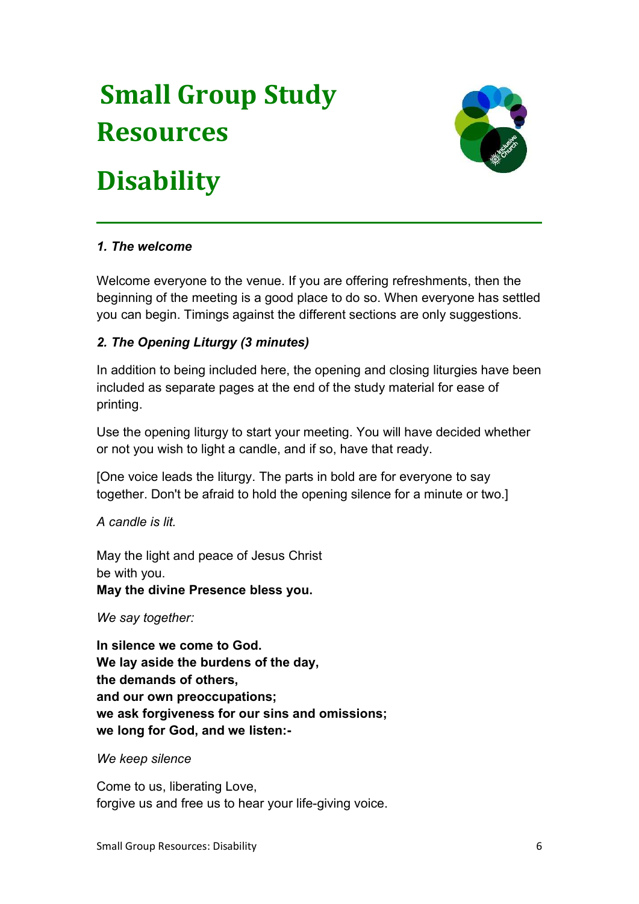# Small Group Study Resources

# Disability

---

***1. The welcome***

Welcome everyone to the venue. If you are offering refreshments, then the beginning of the meeting is a good place to do so. When everyone has settled you can begin. Timings against the different sections are only suggestions.

***2. The Opening Liturgy (3 minutes)***

In addition to being included here, the opening and closing liturgies have been included as separate pages at the end of the study material for ease of printing.

Use the opening liturgy to start your meeting. You will have decided whether or not you wish to light a candle, and if so, have that ready.

[One voice leads the liturgy. The parts in bold are for everyone to say together. Don't be afraid to hold the opening silence for a minute or two.]

*A candle is lit.*

May the light and peace of Jesus Christ
be with you.
**May the divine Presence bless you.**

*We say together:*

**In silence we come to God.**
**We lay aside the burdens of the day,**
**the demands of others,**
**and our own preoccupations;**
**we ask forgiveness for our sins and omissions;**
**we long for God, and we listen:-**

*We keep silence*

Come to us, liberating Love,
forgive us and free us to hear your life-giving voice.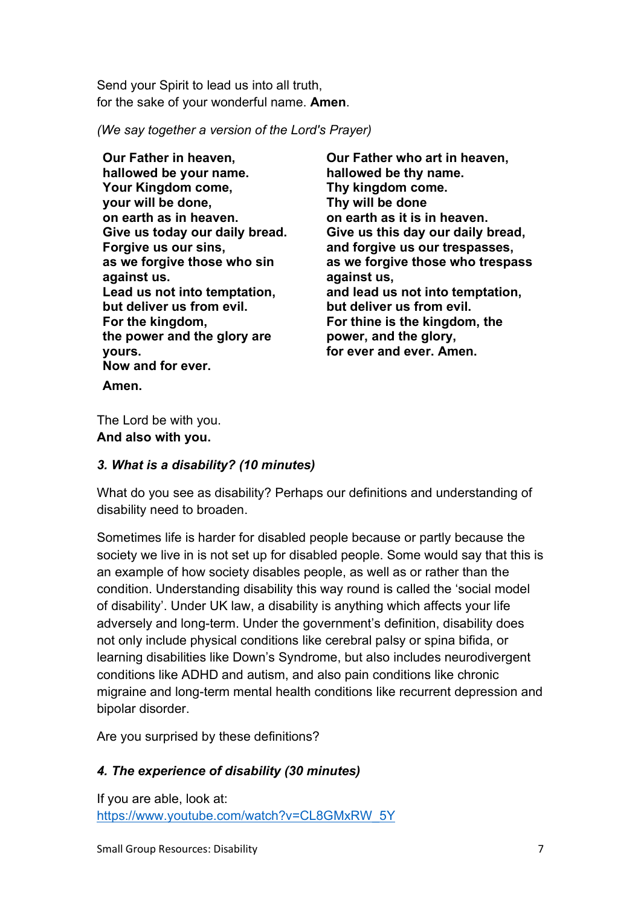Send your Spirit to lead us into all truth,
for the sake of your wonderful name. **Amen**.

*(We say together a version of the Lord's Prayer)*

**Our Father in heaven,**
**hallowed be your name.**
**Your Kingdom come,**
**your will be done,**
**on earth as in heaven.**
**Give us today our daily bread.**
**Forgive us our sins,**
**as we forgive those who sin against us.**
**Lead us not into temptation,**
**but deliver us from evil.**
**For the kingdom,**
**the power and the glory are yours.**
**Now and for ever.**
**Amen.**

**Our Father who art in heaven,**
**hallowed be thy name.**
**Thy kingdom come.**
**Thy will be done**
**on earth as it is in heaven.**
**Give us this day our daily bread,**
**and forgive us our trespasses,**
**as we forgive those who trespass against us,**
**and lead us not into temptation,**
**but deliver us from evil.**
**For thine is the kingdom, the power, and the glory,**
**for ever and ever. Amen.**

The Lord be with you.
**And also with you.**

### *3. What is a disability? (10 minutes)*

What do you see as disability? Perhaps our definitions and understanding of disability need to broaden.

Sometimes life is harder for disabled people because or partly because the society we live in is not set up for disabled people. Some would say that this is an example of how society disables people, as well as or rather than the condition. Understanding disability this way round is called the 'social model of disability'. Under UK law, a disability is anything which affects your life adversely and long-term. Under the government's definition, disability does not only include physical conditions like cerebral palsy or spina bifida, or learning disabilities like Down's Syndrome, but also includes neurodivergent conditions like ADHD and autism, and also pain conditions like chronic migraine and long-term mental health conditions like recurrent depression and bipolar disorder.

Are you surprised by these definitions?

### *4. The experience of disability (30 minutes)*

If you are able, look at:
https://www.youtube.com/watch?v=CL8GMxRW_5Y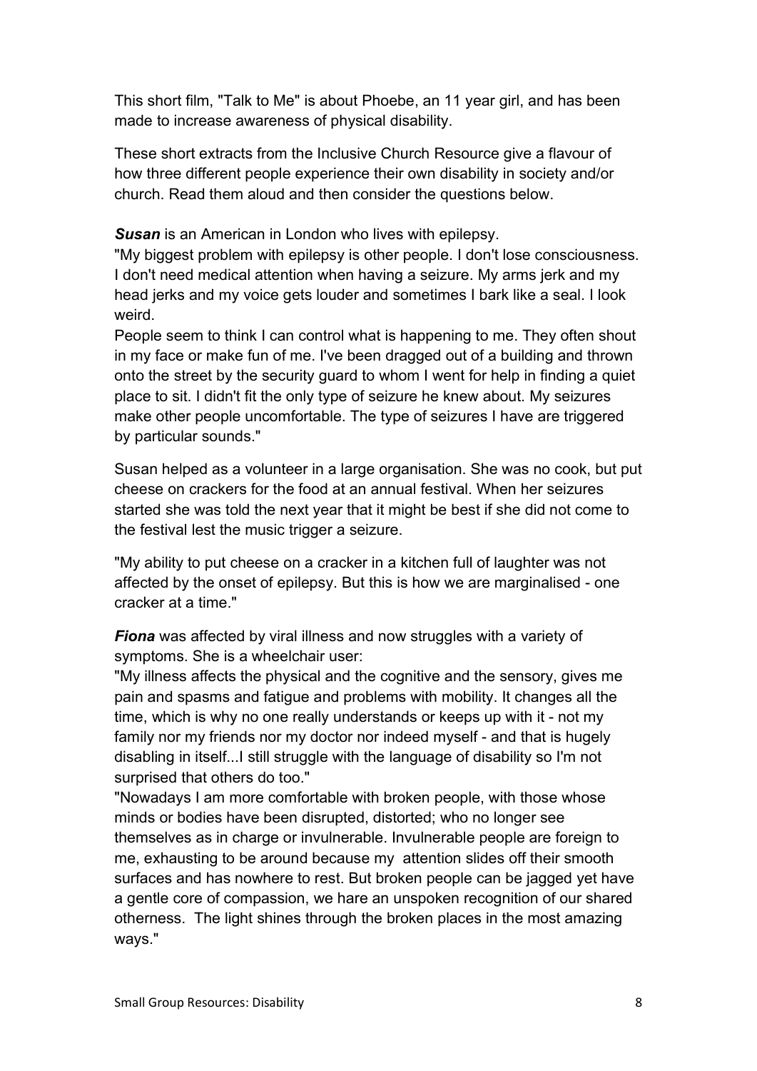This short film, "Talk to Me" is about Phoebe, an 11 year girl, and has been made to increase awareness of physical disability.

These short extracts from the Inclusive Church Resource give a flavour of how three different people experience their own disability in society and/or church. Read them aloud and then consider the questions below.

***Susan*** is an American in London who lives with epilepsy.

"My biggest problem with epilepsy is other people. I don't lose consciousness. I don't need medical attention when having a seizure. My arms jerk and my head jerks and my voice gets louder and sometimes I bark like a seal. I look weird.

People seem to think I can control what is happening to me. They often shout in my face or make fun of me. I've been dragged out of a building and thrown onto the street by the security guard to whom I went for help in finding a quiet place to sit. I didn't fit the only type of seizure he knew about. My seizures make other people uncomfortable. The type of seizures I have are triggered by particular sounds."

Susan helped as a volunteer in a large organisation. She was no cook, but put cheese on crackers for the food at an annual festival. When her seizures started she was told the next year that it might be best if she did not come to the festival lest the music trigger a seizure.

"My ability to put cheese on a cracker in a kitchen full of laughter was not affected by the onset of epilepsy. But this is how we are marginalised - one cracker at a time."

***Fiona*** was affected by viral illness and now struggles with a variety of symptoms. She is a wheelchair user:

"My illness affects the physical and the cognitive and the sensory, gives me pain and spasms and fatigue and problems with mobility. It changes all the time, which is why no one really understands or keeps up with it - not my family nor my friends nor my doctor nor indeed myself - and that is hugely disabling in itself...I still struggle with the language of disability so I'm not surprised that others do too."

"Nowadays I am more comfortable with broken people, with those whose minds or bodies have been disrupted, distorted; who no longer see themselves as in charge or invulnerable. Invulnerable people are foreign to me, exhausting to be around because my attention slides off their smooth surfaces and has nowhere to rest. But broken people can be jagged yet have a gentle core of compassion, we hare an unspoken recognition of our shared otherness. The light shines through the broken places in the most amazing ways."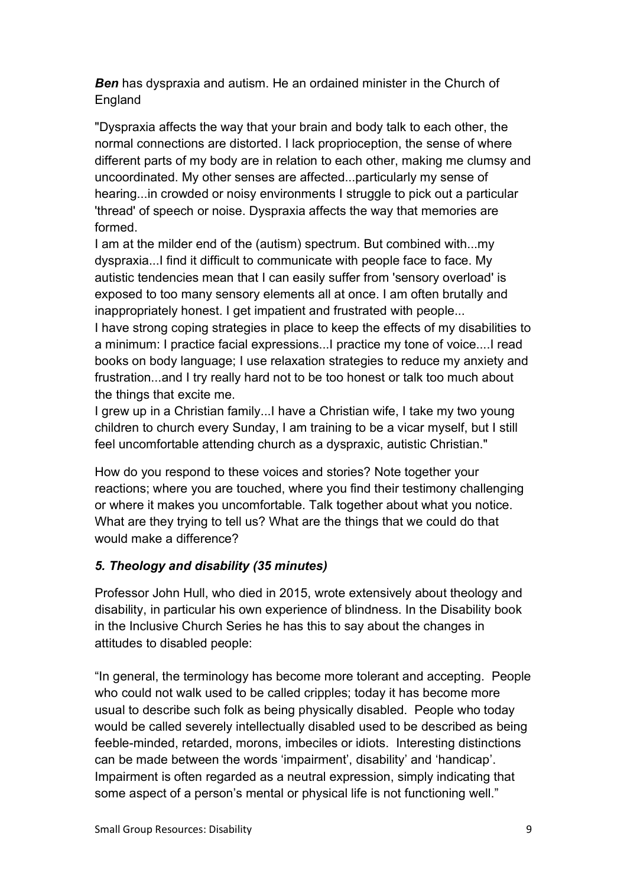***Ben*** has dyspraxia and autism. He an ordained minister in the Church of England

"Dyspraxia affects the way that your brain and body talk to each other, the normal connections are distorted. I lack proprioception, the sense of where different parts of my body are in relation to each other, making me clumsy and uncoordinated. My other senses are affected...particularly my sense of hearing...in crowded or noisy environments I struggle to pick out a particular 'thread' of speech or noise. Dyspraxia affects the way that memories are formed.

I am at the milder end of the (autism) spectrum. But combined with...my dyspraxia...I find it difficult to communicate with people face to face. My autistic tendencies mean that I can easily suffer from 'sensory overload' is exposed to too many sensory elements all at once. I am often brutally and inappropriately honest. I get impatient and frustrated with people...

I have strong coping strategies in place to keep the effects of my disabilities to a minimum: I practice facial expressions...I practice my tone of voice....I read books on body language; I use relaxation strategies to reduce my anxiety and frustration...and I try really hard not to be too honest or talk too much about the things that excite me.

I grew up in a Christian family...I have a Christian wife, I take my two young children to church every Sunday, I am training to be a vicar myself, but I still feel uncomfortable attending church as a dyspraxic, autistic Christian."

How do you respond to these voices and stories? Note together your reactions; where you are touched, where you find their testimony challenging or where it makes you uncomfortable. Talk together about what you notice. What are they trying to tell us? What are the things that we could do that would make a difference?

### *5. Theology and disability (35 minutes)*

Professor John Hull, who died in 2015, wrote extensively about theology and disability, in particular his own experience of blindness. In the Disability book in the Inclusive Church Series he has this to say about the changes in attitudes to disabled people:

“In general, the terminology has become more tolerant and accepting. People who could not walk used to be called cripples; today it has become more usual to describe such folk as being physically disabled. People who today would be called severely intellectually disabled used to be described as being feeble-minded, retarded, morons, imbeciles or idiots. Interesting distinctions can be made between the words ‘impairment’, disability’ and ‘handicap’. Impairment is often regarded as a neutral expression, simply indicating that some aspect of a person’s mental or physical life is not functioning well.”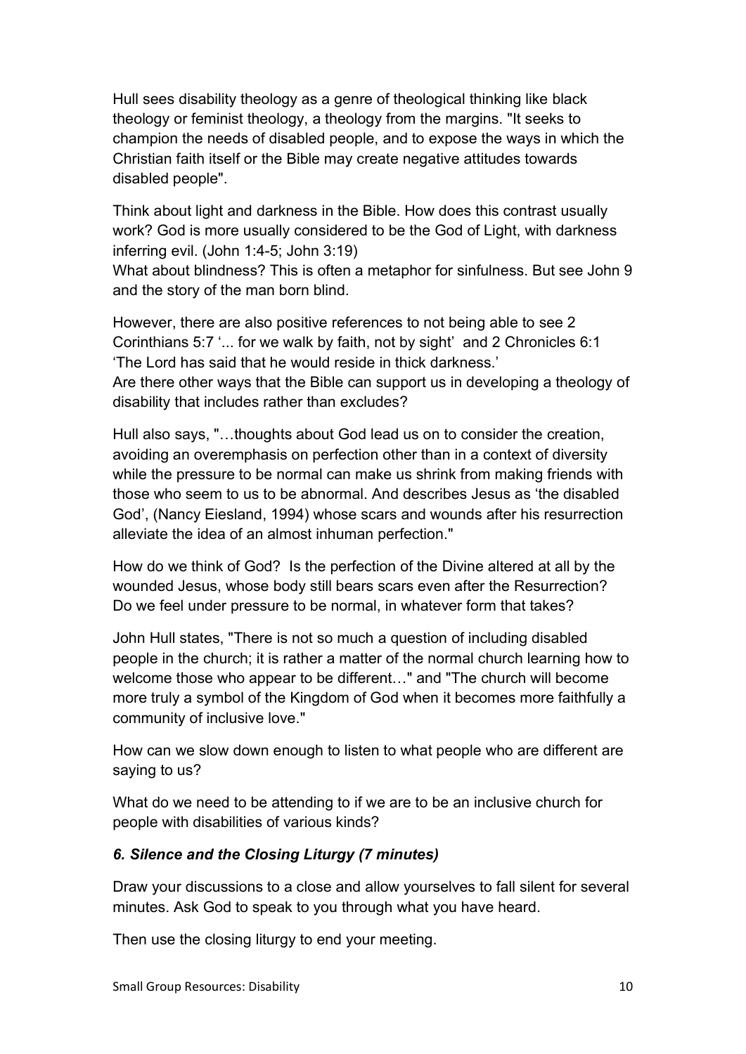Hull sees disability theology as a genre of theological thinking like black theology or feminist theology, a theology from the margins. "It seeks to champion the needs of disabled people, and to expose the ways in which the Christian faith itself or the Bible may create negative attitudes towards disabled people".

Think about light and darkness in the Bible. How does this contrast usually work? God is more usually considered to be the God of Light, with darkness inferring evil. (John 1:4-5; John 3:19)
What about blindness? This is often a metaphor for sinfulness. But see John 9 and the story of the man born blind.

However, there are also positive references to not being able to see 2 Corinthians 5:7 '... for we walk by faith, not by sight' and 2 Chronicles 6:1 'The Lord has said that he would reside in thick darkness.'
Are there other ways that the Bible can support us in developing a theology of disability that includes rather than excludes?

Hull also says, "…thoughts about God lead us on to consider the creation, avoiding an overemphasis on perfection other than in a context of diversity while the pressure to be normal can make us shrink from making friends with those who seem to us to be abnormal. And describes Jesus as 'the disabled God', (Nancy Eiesland, 1994) whose scars and wounds after his resurrection alleviate the idea of an almost inhuman perfection."

How do we think of God? Is the perfection of the Divine altered at all by the wounded Jesus, whose body still bears scars even after the Resurrection? Do we feel under pressure to be normal, in whatever form that takes?

John Hull states, "There is not so much a question of including disabled people in the church; it is rather a matter of the normal church learning how to welcome those who appear to be different…" and "The church will become more truly a symbol of the Kingdom of God when it becomes more faithfully a community of inclusive love."

How can we slow down enough to listen to what people who are different are saying to us?

What do we need to be attending to if we are to be an inclusive church for people with disabilities of various kinds?

### *6. Silence and the Closing Liturgy (7 minutes)*

Draw your discussions to a close and allow yourselves to fall silent for several minutes. Ask God to speak to you through what you have heard.

Then use the closing liturgy to end your meeting.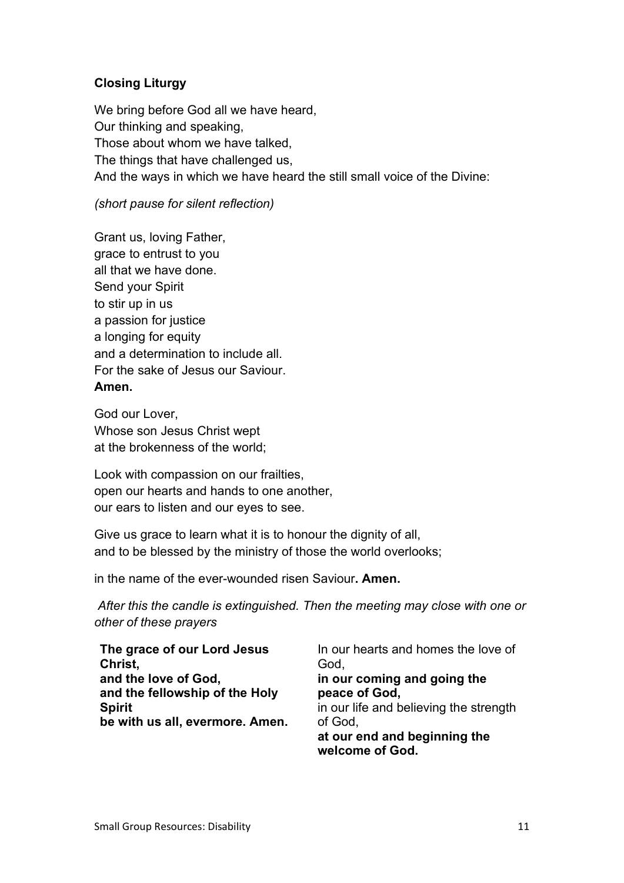**Closing Liturgy**

We bring before God all we have heard,
Our thinking and speaking,
Those about whom we have talked,
The things that have challenged us,
And the ways in which we have heard the still small voice of the Divine:

*(short pause for silent reflection)*

Grant us, loving Father,
grace to entrust to you
all that we have done.
Send your Spirit
to stir up in us
a passion for justice
a longing for equity
and a determination to include all.
For the sake of Jesus our Saviour.
**Amen.**

God our Lover,
Whose son Jesus Christ wept
at the brokenness of the world;

Look with compassion on our frailties,
open our hearts and hands to one another,
our ears to listen and our eyes to see.

Give us grace to learn what it is to honour the dignity of all,
and to be blessed by the ministry of those the world overlooks;

in the name of the ever-wounded risen Saviour**. Amen.**

*After this the candle is extinguished. Then the meeting may close with one or other of these prayers*

**The grace of our Lord Jesus Christ,**
**and the love of God,**
**and the fellowship of the Holy Spirit**
**be with us all, evermore. Amen.**

In our hearts and homes the love of God,
**in our coming and going the peace of God,**
in our life and believing the strength of God,
**at our end and beginning the welcome of God.**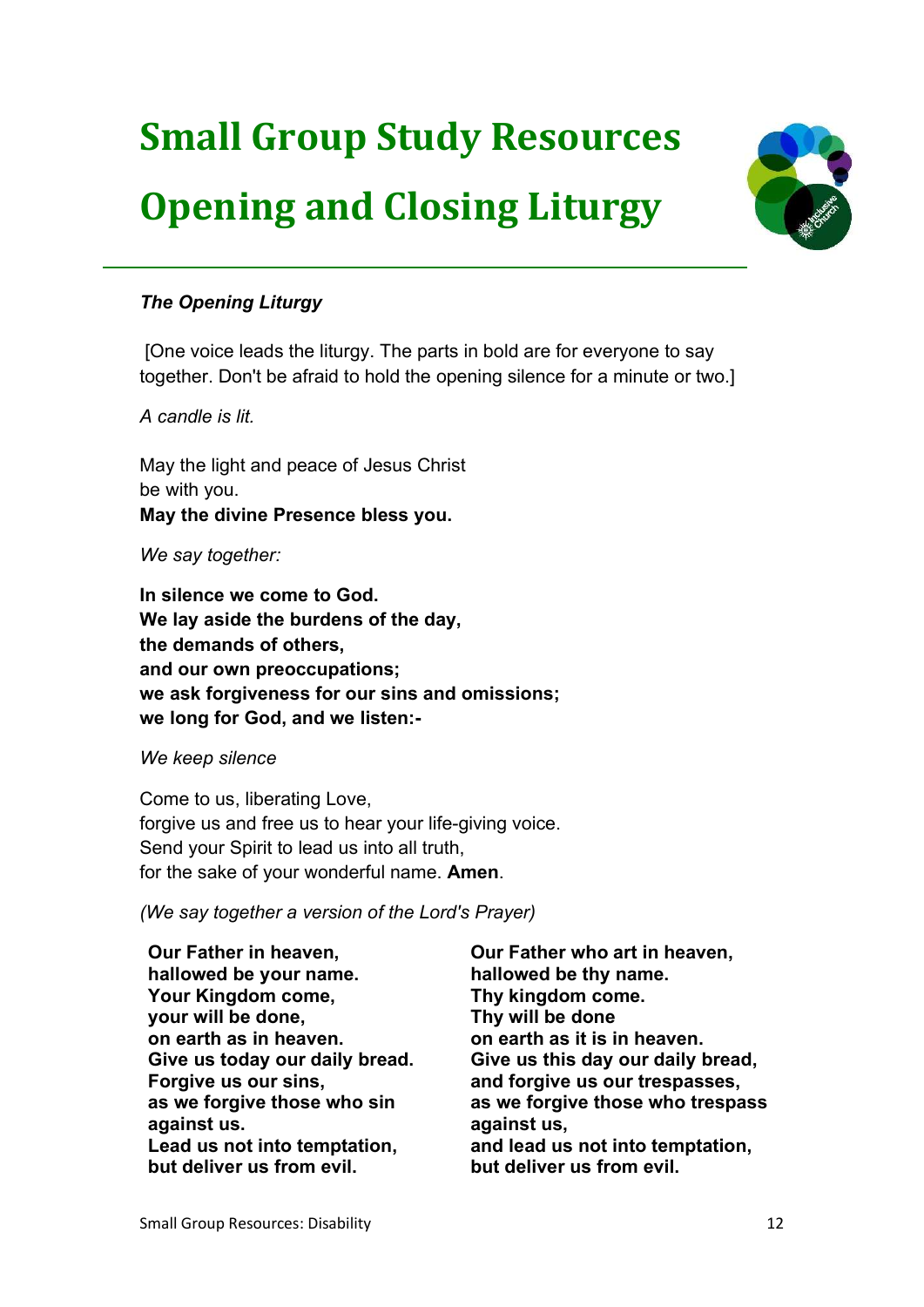# Small Group Study Resources

# Opening and Closing Liturgy

***The Opening Liturgy***

[One voice leads the liturgy. The parts in bold are for everyone to say together. Don't be afraid to hold the opening silence for a minute or two.]

*A candle is lit.*

May the light and peace of Jesus Christ
be with you.
**May the divine Presence bless you.**

*We say together:*

**In silence we come to God.**
**We lay aside the burdens of the day,**
**the demands of others,**
**and our own preoccupations;**
**we ask forgiveness for our sins and omissions;**
**we long for God, and we listen:-**

*We keep silence*

Come to us, liberating Love,
forgive us and free us to hear your life-giving voice.
Send your Spirit to lead us into all truth,
for the sake of your wonderful name. **Amen**.

*(We say together a version of the Lord's Prayer)*

**Our Father in heaven,**
**hallowed be your name.**
**Your Kingdom come,**
**your will be done,**
**on earth as in heaven.**
**Give us today our daily bread.**
**Forgive us our sins,**
**as we forgive those who sin against us.**
**Lead us not into temptation,**
**but deliver us from evil.**

**Our Father who art in heaven,**
**hallowed be thy name.**
**Thy kingdom come.**
**Thy will be done**
**on earth as it is in heaven.**
**Give us this day our daily bread,**
**and forgive us our trespasses,**
**as we forgive those who trespass against us,**
**and lead us not into temptation,**
**but deliver us from evil.**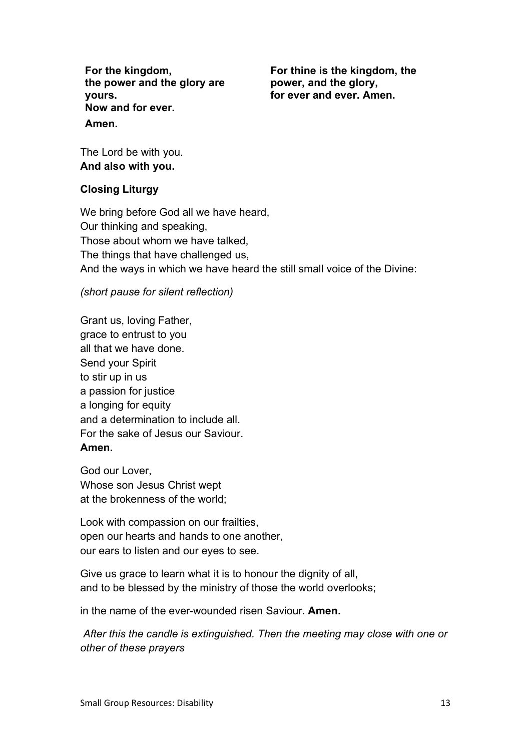**For the kingdom,**
**the power and the glory are yours.**
**Now and for ever.**
**Amen.**

**For thine is the kingdom, the power, and the glory,**
**for ever and ever. Amen.**

The Lord be with you.
**And also with you.**

**Closing Liturgy**

We bring before God all we have heard,
Our thinking and speaking,
Those about whom we have talked,
The things that have challenged us,
And the ways in which we have heard the still small voice of the Divine:

*(short pause for silent reflection)*

Grant us, loving Father,
grace to entrust to you
all that we have done.
Send your Spirit
to stir up in us
a passion for justice
a longing for equity
and a determination to include all.
For the sake of Jesus our Saviour.
**Amen.**

God our Lover,
Whose son Jesus Christ wept
at the brokenness of the world;

Look with compassion on our frailties,
open our hearts and hands to one another,
our ears to listen and our eyes to see.

Give us grace to learn what it is to honour the dignity of all,
and to be blessed by the ministry of those the world overlooks;

in the name of the ever-wounded risen Saviour**. Amen.**

*After this the candle is extinguished. Then the meeting may close with one or other of these prayers*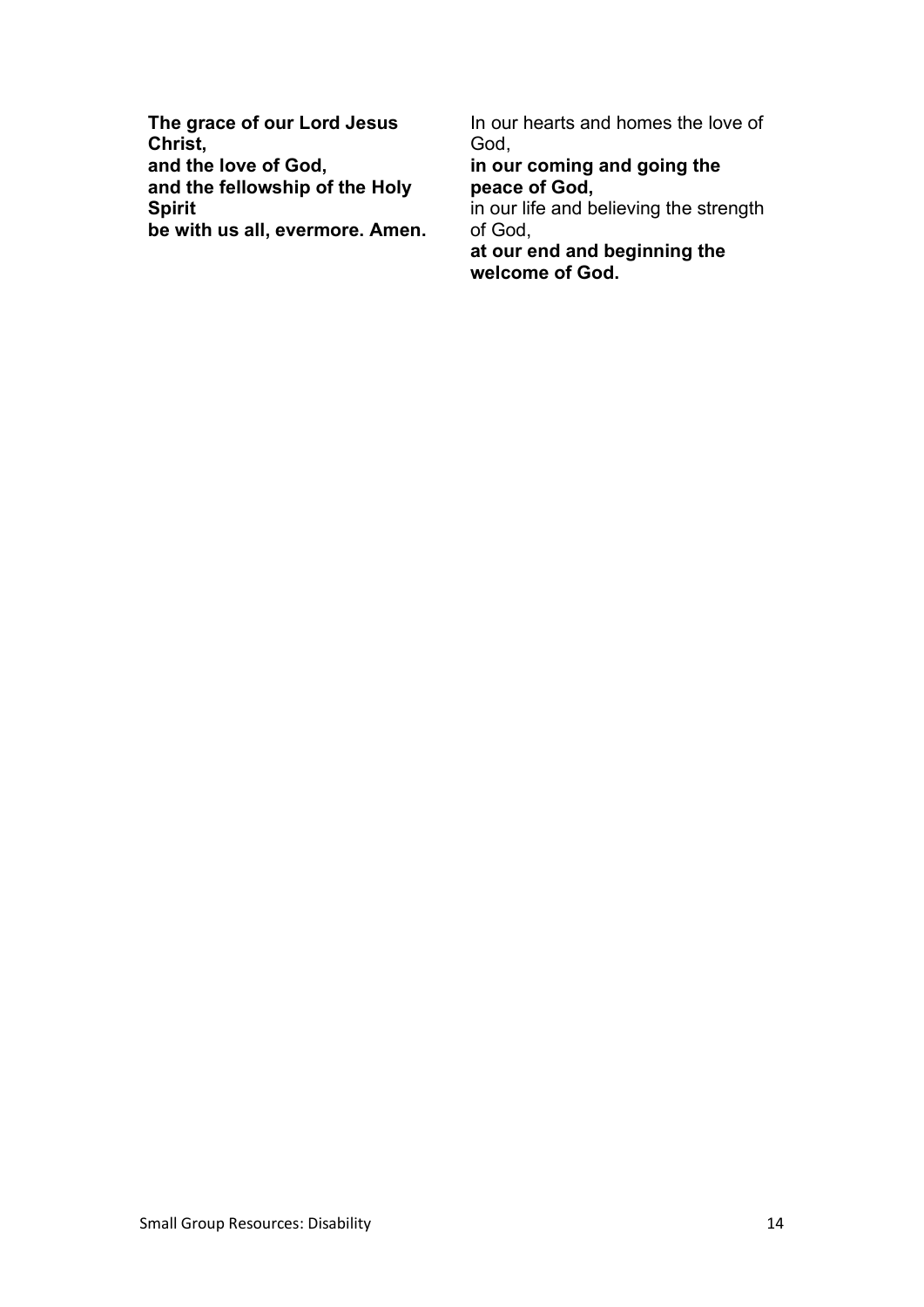**The grace of our Lord Jesus Christ,**
**and the love of God,**
**and the fellowship of the Holy Spirit**
**be with us all, evermore. Amen.**

In our hearts and homes the love of God,
**in our coming and going the peace of God,**
in our life and believing the strength of God,
**at our end and beginning the welcome of God.**